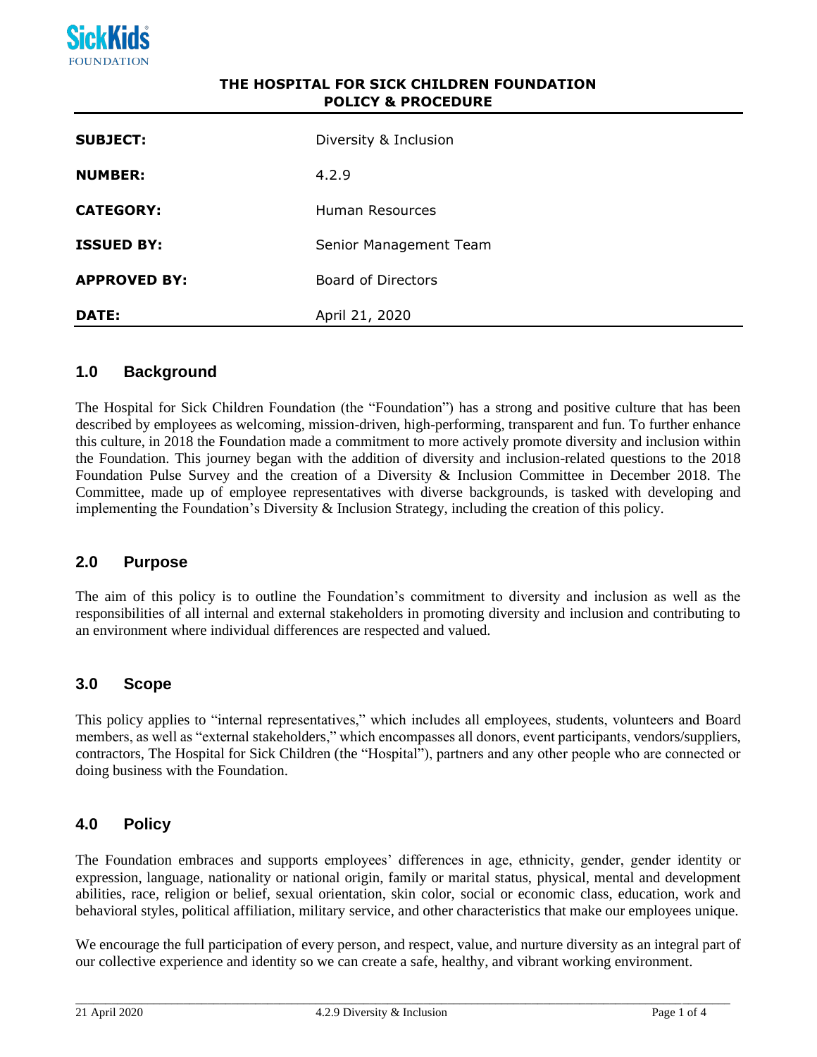SickKids FOUNDATION

**THE HOSPITAL FOR SICK CHILDREN FOUNDATION**
**POLICY & PROCEDURE**

| | |
|---|---|
| **SUBJECT:** | Diversity & Inclusion |
| **NUMBER:** | 4.2.9 |
| **CATEGORY:** | Human Resources |
| **ISSUED BY:** | Senior Management Team |
| **APPROVED BY:** | Board of Directors |
| **DATE:** | April 21, 2020 |

## 1.0 Background

The Hospital for Sick Children Foundation (the "Foundation") has a strong and positive culture that has been described by employees as welcoming, mission-driven, high-performing, transparent and fun. To further enhance this culture, in 2018 the Foundation made a commitment to more actively promote diversity and inclusion within the Foundation. This journey began with the addition of diversity and inclusion-related questions to the 2018 Foundation Pulse Survey and the creation of a Diversity & Inclusion Committee in December 2018. The Committee, made up of employee representatives with diverse backgrounds, is tasked with developing and implementing the Foundation's Diversity & Inclusion Strategy, including the creation of this policy.

## 2.0 Purpose

The aim of this policy is to outline the Foundation's commitment to diversity and inclusion as well as the responsibilities of all internal and external stakeholders in promoting diversity and inclusion and contributing to an environment where individual differences are respected and valued.

## 3.0 Scope

This policy applies to "internal representatives," which includes all employees, students, volunteers and Board members, as well as "external stakeholders," which encompasses all donors, event participants, vendors/suppliers, contractors, The Hospital for Sick Children (the "Hospital"), partners and any other people who are connected or doing business with the Foundation.

## 4.0 Policy

The Foundation embraces and supports employees' differences in age, ethnicity, gender, gender identity or expression, language, nationality or national origin, family or marital status, physical, mental and development abilities, race, religion or belief, sexual orientation, skin color, social or economic class, education, work and behavioral styles, political affiliation, military service, and other characteristics that make our employees unique.

We encourage the full participation of every person, and respect, value, and nurture diversity as an integral part of our collective experience and identity so we can create a safe, healthy, and vibrant working environment.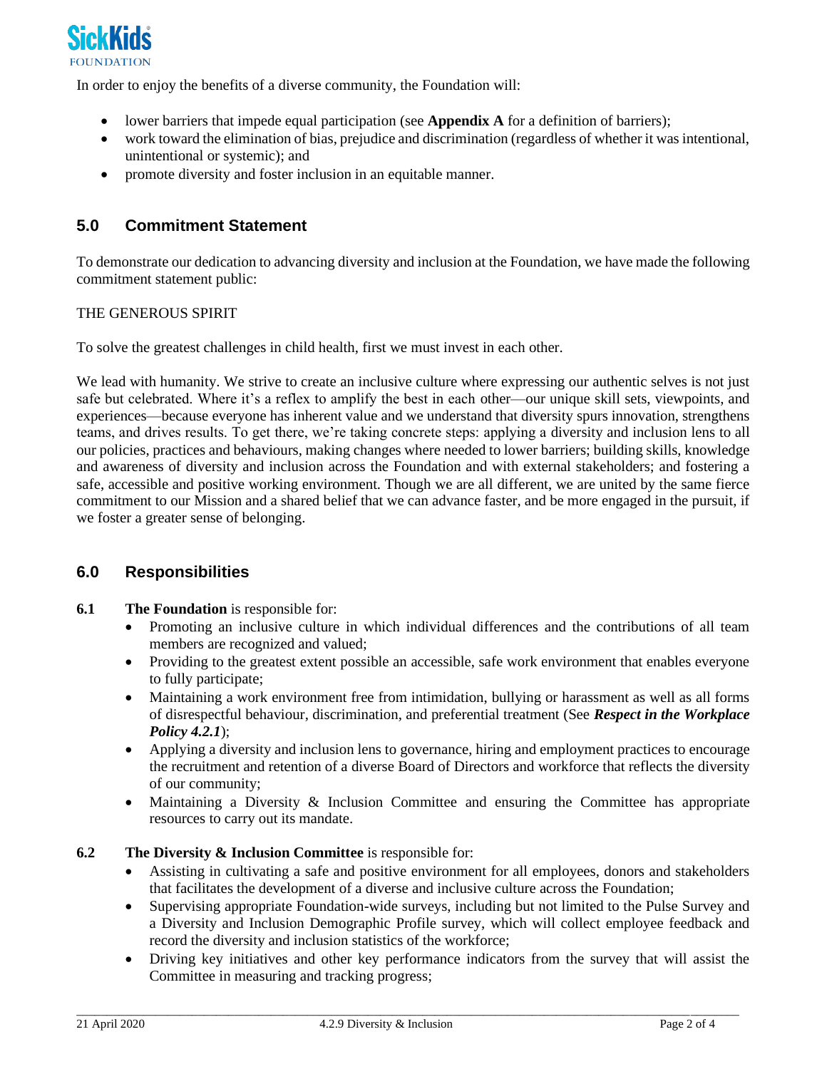In order to enjoy the benefits of a diverse community, the Foundation will:

- lower barriers that impede equal participation (see **Appendix A** for a definition of barriers);
- work toward the elimination of bias, prejudice and discrimination (regardless of whether it was intentional, unintentional or systemic); and
- promote diversity and foster inclusion in an equitable manner.

## 5.0 Commitment Statement

To demonstrate our dedication to advancing diversity and inclusion at the Foundation, we have made the following commitment statement public:

THE GENEROUS SPIRIT

To solve the greatest challenges in child health, first we must invest in each other.

We lead with humanity. We strive to create an inclusive culture where expressing our authentic selves is not just safe but celebrated. Where it's a reflex to amplify the best in each other—our unique skill sets, viewpoints, and experiences—because everyone has inherent value and we understand that diversity spurs innovation, strengthens teams, and drives results. To get there, we're taking concrete steps: applying a diversity and inclusion lens to all our policies, practices and behaviours, making changes where needed to lower barriers; building skills, knowledge and awareness of diversity and inclusion across the Foundation and with external stakeholders; and fostering a safe, accessible and positive working environment. Though we are all different, we are united by the same fierce commitment to our Mission and a shared belief that we can advance faster, and be more engaged in the pursuit, if we foster a greater sense of belonging.

## 6.0 Responsibilities

**6.1 The Foundation** is responsible for:

- Promoting an inclusive culture in which individual differences and the contributions of all team members are recognized and valued;
- Providing to the greatest extent possible an accessible, safe work environment that enables everyone to fully participate;
- Maintaining a work environment free from intimidation, bullying or harassment as well as all forms of disrespectful behaviour, discrimination, and preferential treatment (See ***Respect in the Workplace Policy 4.2.1***);
- Applying a diversity and inclusion lens to governance, hiring and employment practices to encourage the recruitment and retention of a diverse Board of Directors and workforce that reflects the diversity of our community;
- Maintaining a Diversity & Inclusion Committee and ensuring the Committee has appropriate resources to carry out its mandate.

**6.2 The Diversity & Inclusion Committee** is responsible for:

- Assisting in cultivating a safe and positive environment for all employees, donors and stakeholders that facilitates the development of a diverse and inclusive culture across the Foundation;
- Supervising appropriate Foundation-wide surveys, including but not limited to the Pulse Survey and a Diversity and Inclusion Demographic Profile survey, which will collect employee feedback and record the diversity and inclusion statistics of the workforce;
- Driving key initiatives and other key performance indicators from the survey that will assist the Committee in measuring and tracking progress;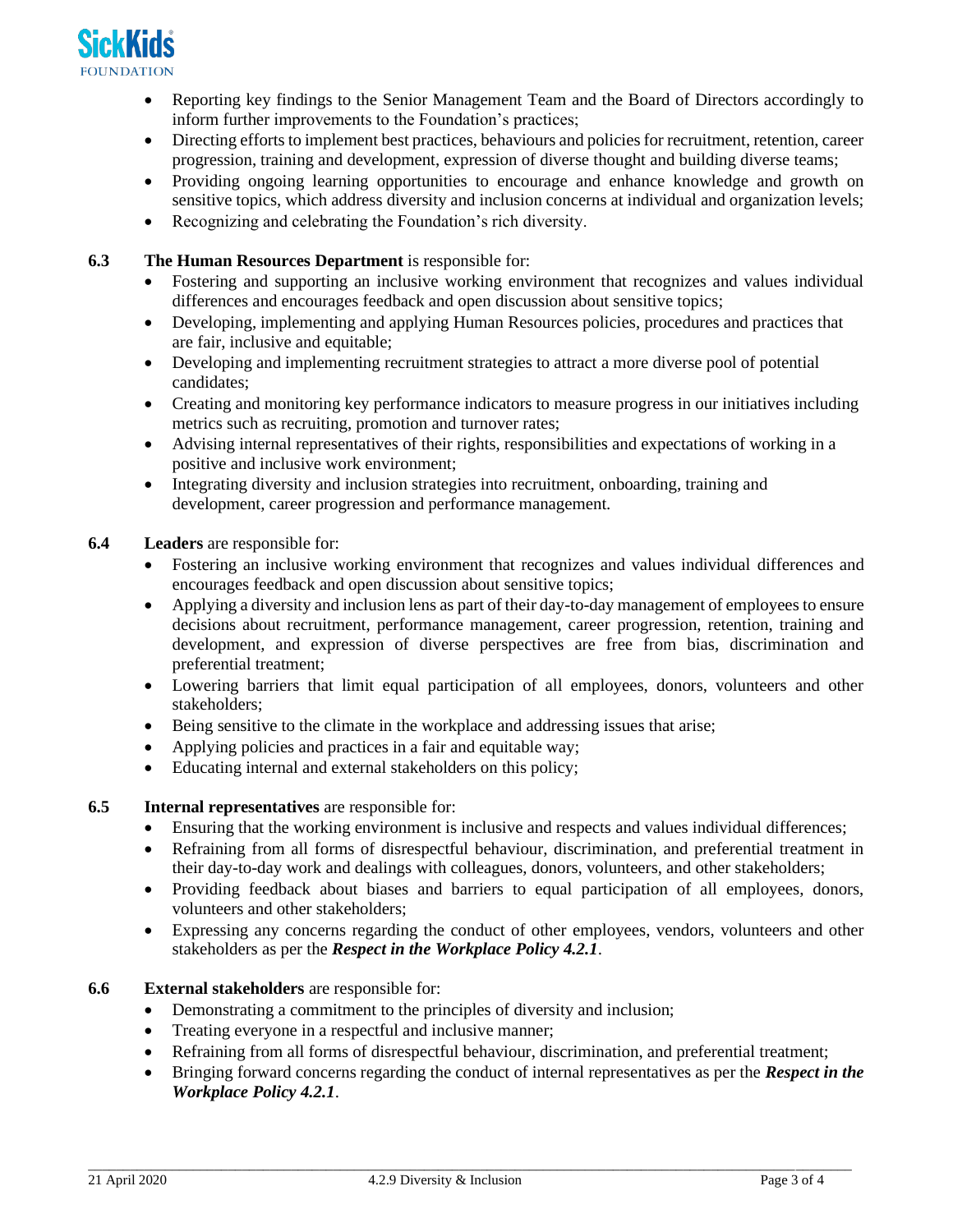- Reporting key findings to the Senior Management Team and the Board of Directors accordingly to inform further improvements to the Foundation's practices;
- Directing efforts to implement best practices, behaviours and policies for recruitment, retention, career progression, training and development, expression of diverse thought and building diverse teams;
- Providing ongoing learning opportunities to encourage and enhance knowledge and growth on sensitive topics, which address diversity and inclusion concerns at individual and organization levels;
- Recognizing and celebrating the Foundation's rich diversity.

**6.3** **The Human Resources Department** is responsible for:

- Fostering and supporting an inclusive working environment that recognizes and values individual differences and encourages feedback and open discussion about sensitive topics;
- Developing, implementing and applying Human Resources policies, procedures and practices that are fair, inclusive and equitable;
- Developing and implementing recruitment strategies to attract a more diverse pool of potential candidates;
- Creating and monitoring key performance indicators to measure progress in our initiatives including metrics such as recruiting, promotion and turnover rates;
- Advising internal representatives of their rights, responsibilities and expectations of working in a positive and inclusive work environment;
- Integrating diversity and inclusion strategies into recruitment, onboarding, training and development, career progression and performance management.

**6.4** **Leaders** are responsible for:

- Fostering an inclusive working environment that recognizes and values individual differences and encourages feedback and open discussion about sensitive topics;
- Applying a diversity and inclusion lens as part of their day-to-day management of employees to ensure decisions about recruitment, performance management, career progression, retention, training and development, and expression of diverse perspectives are free from bias, discrimination and preferential treatment;
- Lowering barriers that limit equal participation of all employees, donors, volunteers and other stakeholders;
- Being sensitive to the climate in the workplace and addressing issues that arise;
- Applying policies and practices in a fair and equitable way;
- Educating internal and external stakeholders on this policy;

**6.5** **Internal representatives** are responsible for:

- Ensuring that the working environment is inclusive and respects and values individual differences;
- Refraining from all forms of disrespectful behaviour, discrimination, and preferential treatment in their day-to-day work and dealings with colleagues, donors, volunteers, and other stakeholders;
- Providing feedback about biases and barriers to equal participation of all employees, donors, volunteers and other stakeholders;
- Expressing any concerns regarding the conduct of other employees, vendors, volunteers and other stakeholders as per the ***Respect in the Workplace Policy 4.2.1***.

**6.6** **External stakeholders** are responsible for:

- Demonstrating a commitment to the principles of diversity and inclusion;
- Treating everyone in a respectful and inclusive manner;
- Refraining from all forms of disrespectful behaviour, discrimination, and preferential treatment;
- Bringing forward concerns regarding the conduct of internal representatives as per the ***Respect in the Workplace Policy 4.2.1***.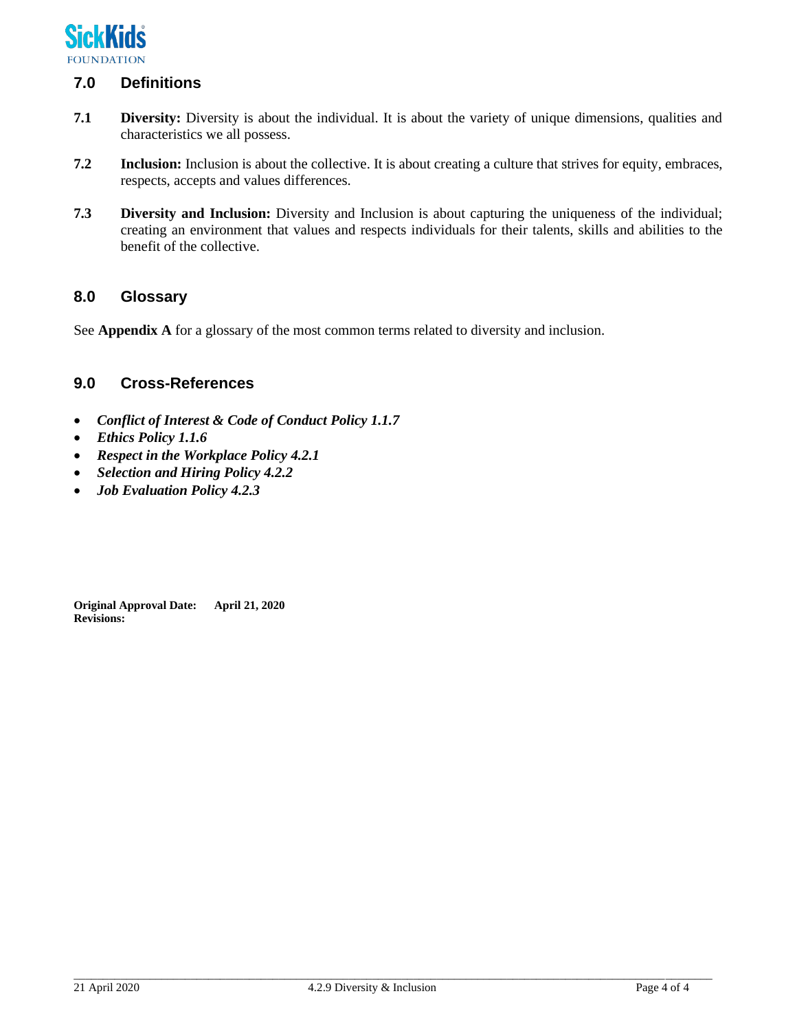## 7.0 Definitions

**7.1 Diversity:** Diversity is about the individual. It is about the variety of unique dimensions, qualities and characteristics we all possess.

**7.2 Inclusion:** Inclusion is about the collective. It is about creating a culture that strives for equity, embraces, respects, accepts and values differences.

**7.3 Diversity and Inclusion:** Diversity and Inclusion is about capturing the uniqueness of the individual; creating an environment that values and respects individuals for their talents, skills and abilities to the benefit of the collective.

## 8.0 Glossary

See **Appendix A** for a glossary of the most common terms related to diversity and inclusion.

## 9.0 Cross-References

- ***Conflict of Interest & Code of Conduct Policy 1.1.7***
- ***Ethics Policy 1.1.6***
- ***Respect in the Workplace Policy 4.2.1***
- ***Selection and Hiring Policy 4.2.2***
- ***Job Evaluation Policy 4.2.3***

**Original Approval Date:** **April 21, 2020**
**Revisions:**